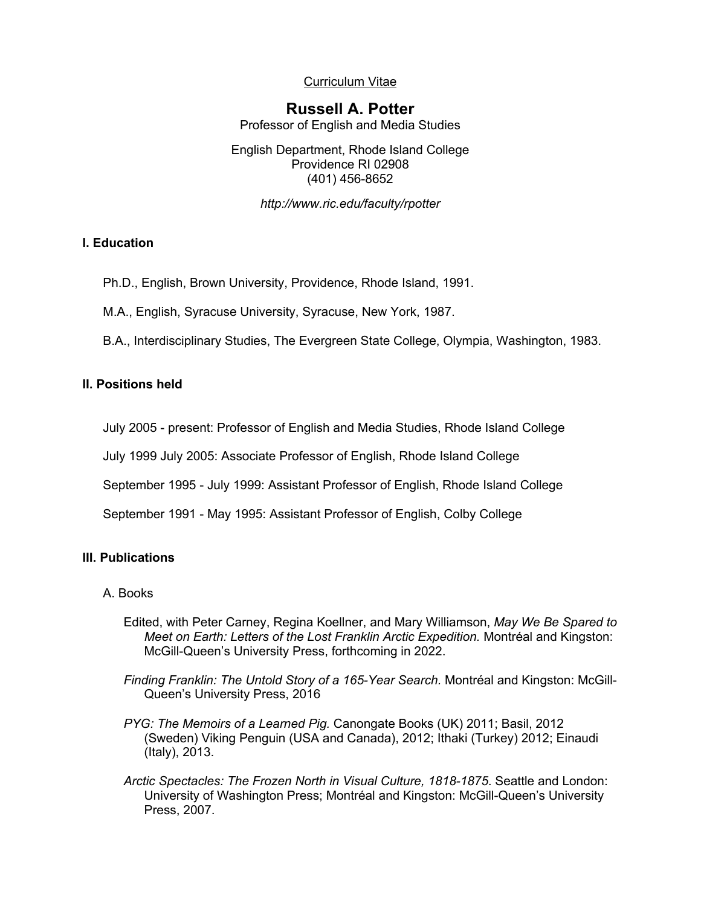Curriculum Vitae

# Russell A. Potter

Professor of English and Media Studies

English Department, Rhode Island College
Providence RI 02908
(401) 456-8652

*http://www.ric.edu/faculty/rpotter*

## I. Education

Ph.D., English, Brown University, Providence, Rhode Island, 1991.

M.A., English, Syracuse University, Syracuse, New York, 1987.

B.A., Interdisciplinary Studies, The Evergreen State College, Olympia, Washington, 1983.

## II. Positions held

July 2005 - present: Professor of English and Media Studies, Rhode Island College

July 1999 July 2005: Associate Professor of English, Rhode Island College

September 1995 - July 1999: Assistant Professor of English, Rhode Island College

September 1991 - May 1995: Assistant Professor of English, Colby College

## III. Publications

### A. Books

Edited, with Peter Carney, Regina Koellner, and Mary Williamson, *May We Be Spared to Meet on Earth: Letters of the Lost Franklin Arctic Expedition.* Montréal and Kingston: McGill-Queen's University Press, forthcoming in 2022.

*Finding Franklin: The Untold Story of a 165-Year Search.* Montréal and Kingston: McGill-Queen's University Press, 2016

*PYG: The Memoirs of a Learned Pig.* Canongate Books (UK) 2011; Basil, 2012 (Sweden) Viking Penguin (USA and Canada), 2012; Ithaki (Turkey) 2012; Einaudi (Italy), 2013.

*Arctic Spectacles: The Frozen North in Visual Culture, 1818-1875.* Seattle and London: University of Washington Press; Montréal and Kingston: McGill-Queen's University Press, 2007.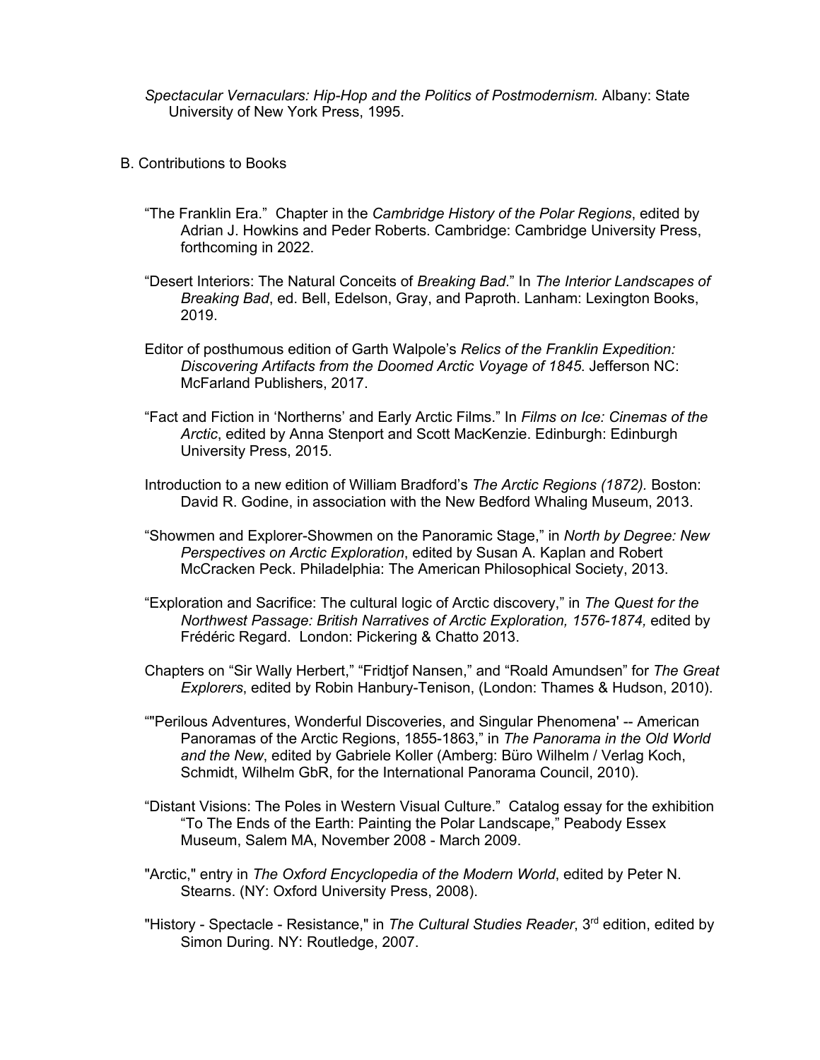*Spectacular Vernaculars: Hip-Hop and the Politics of Postmodernism.* Albany: State University of New York Press, 1995.

B. Contributions to Books

"The Franklin Era." Chapter in the *Cambridge History of the Polar Regions*, edited by Adrian J. Howkins and Peder Roberts. Cambridge: Cambridge University Press, forthcoming in 2022.

"Desert Interiors: The Natural Conceits of *Breaking Bad*." In *The Interior Landscapes of Breaking Bad*, ed. Bell, Edelson, Gray, and Paproth. Lanham: Lexington Books, 2019.

Editor of posthumous edition of Garth Walpole's *Relics of the Franklin Expedition: Discovering Artifacts from the Doomed Arctic Voyage of 1845*. Jefferson NC: McFarland Publishers, 2017.

"Fact and Fiction in 'Northerns' and Early Arctic Films." In *Films on Ice: Cinemas of the Arctic*, edited by Anna Stenport and Scott MacKenzie. Edinburgh: Edinburgh University Press, 2015.

Introduction to a new edition of William Bradford's *The Arctic Regions (1872).* Boston: David R. Godine, in association with the New Bedford Whaling Museum, 2013.

"Showmen and Explorer-Showmen on the Panoramic Stage," in *North by Degree: New Perspectives on Arctic Exploration*, edited by Susan A. Kaplan and Robert McCracken Peck. Philadelphia: The American Philosophical Society, 2013.

"Exploration and Sacrifice: The cultural logic of Arctic discovery," in *The Quest for the Northwest Passage: British Narratives of Arctic Exploration, 1576-1874,* edited by Frédéric Regard. London: Pickering & Chatto 2013.

Chapters on "Sir Wally Herbert," "Fridtjof Nansen," and "Roald Amundsen" for *The Great Explorers*, edited by Robin Hanbury-Tenison, (London: Thames & Hudson, 2010).

""Perilous Adventures, Wonderful Discoveries, and Singular Phenomena' -- American Panoramas of the Arctic Regions, 1855-1863," in *The Panorama in the Old World and the New*, edited by Gabriele Koller (Amberg: Büro Wilhelm / Verlag Koch, Schmidt, Wilhelm GbR, for the International Panorama Council, 2010).

"Distant Visions: The Poles in Western Visual Culture." Catalog essay for the exhibition "To The Ends of the Earth: Painting the Polar Landscape," Peabody Essex Museum, Salem MA, November 2008 - March 2009.

"Arctic," entry in *The Oxford Encyclopedia of the Modern World*, edited by Peter N. Stearns. (NY: Oxford University Press, 2008).

"History - Spectacle - Resistance," in *The Cultural Studies Reader*, 3rd edition, edited by Simon During. NY: Routledge, 2007.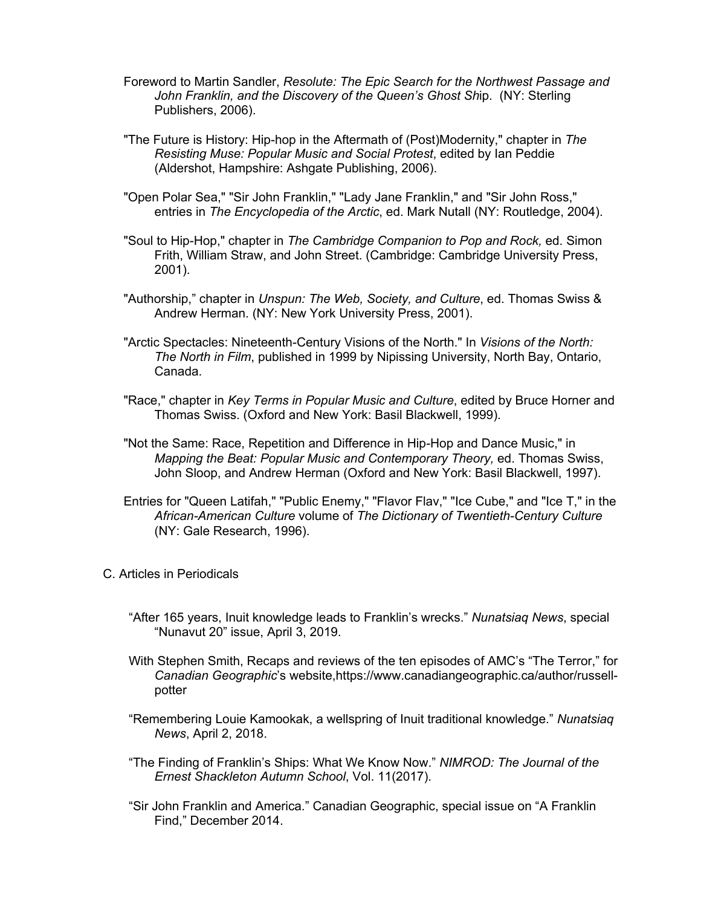Foreword to Martin Sandler, *Resolute: The Epic Search for the Northwest Passage and John Franklin, and the Discovery of the Queen's Ghost Sh*ip. (NY: Sterling Publishers, 2006).

"The Future is History: Hip-hop in the Aftermath of (Post)Modernity," chapter in *The Resisting Muse: Popular Music and Social Protest*, edited by Ian Peddie (Aldershot, Hampshire: Ashgate Publishing, 2006).

"Open Polar Sea," "Sir John Franklin," "Lady Jane Franklin," and "Sir John Ross," entries in *The Encyclopedia of the Arctic*, ed. Mark Nutall (NY: Routledge, 2004).

"Soul to Hip-Hop," chapter in *The Cambridge Companion to Pop and Rock,* ed. Simon Frith, William Straw, and John Street. (Cambridge: Cambridge University Press, 2001).

"Authorship," chapter in *Unspun: The Web, Society, and Culture*, ed. Thomas Swiss & Andrew Herman. (NY: New York University Press, 2001).

"Arctic Spectacles: Nineteenth-Century Visions of the North." In *Visions of the North: The North in Film*, published in 1999 by Nipissing University, North Bay, Ontario, Canada.

"Race," chapter in *Key Terms in Popular Music and Culture*, edited by Bruce Horner and Thomas Swiss. (Oxford and New York: Basil Blackwell, 1999).

"Not the Same: Race, Repetition and Difference in Hip-Hop and Dance Music," in *Mapping the Beat: Popular Music and Contemporary Theory,* ed. Thomas Swiss, John Sloop, and Andrew Herman (Oxford and New York: Basil Blackwell, 1997).

Entries for "Queen Latifah," "Public Enemy," "Flavor Flav," "Ice Cube," and "Ice T," in the *African-American Culture* volume of *The Dictionary of Twentieth-Century Culture* (NY: Gale Research, 1996).

C. Articles in Periodicals

"After 165 years, Inuit knowledge leads to Franklin's wrecks." *Nunatsiaq News*, special "Nunavut 20" issue, April 3, 2019.

With Stephen Smith, Recaps and reviews of the ten episodes of AMC's "The Terror," for *Canadian Geographic*'s website,https://www.canadiangeographic.ca/author/russell-potter

"Remembering Louie Kamookak, a wellspring of Inuit traditional knowledge." *Nunatsiaq News*, April 2, 2018.

"The Finding of Franklin's Ships: What We Know Now." *NIMROD: The Journal of the Ernest Shackleton Autumn School*, Vol. 11(2017).

"Sir John Franklin and America." Canadian Geographic, special issue on "A Franklin Find," December 2014.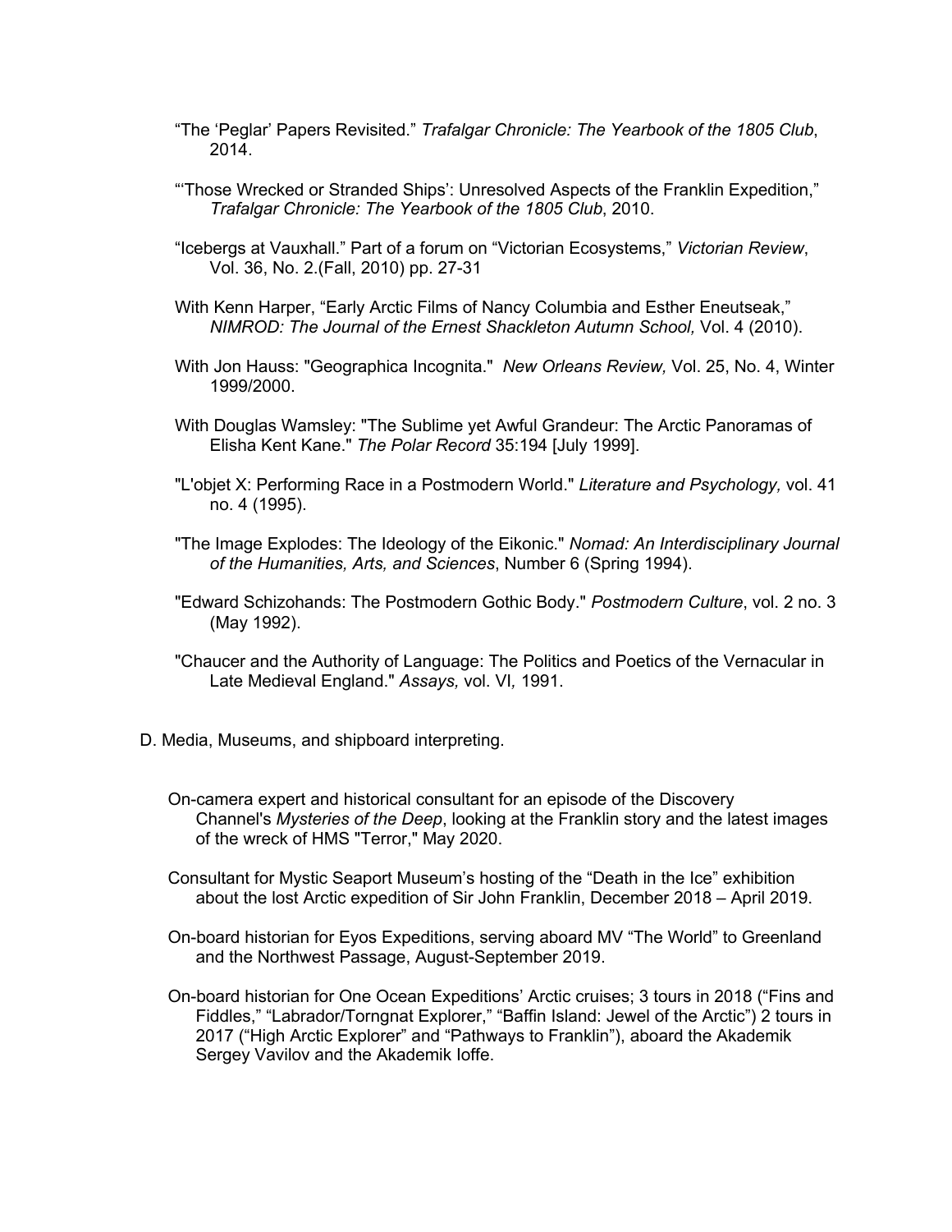"The 'Peglar' Papers Revisited." *Trafalgar Chronicle: The Yearbook of the 1805 Club*, 2014.

"'Those Wrecked or Stranded Ships': Unresolved Aspects of the Franklin Expedition," *Trafalgar Chronicle: The Yearbook of the 1805 Club*, 2010.

"Icebergs at Vauxhall." Part of a forum on "Victorian Ecosystems," *Victorian Review*, Vol. 36, No. 2.(Fall, 2010) pp. 27-31

With Kenn Harper, "Early Arctic Films of Nancy Columbia and Esther Eneutseak," *NIMROD: The Journal of the Ernest Shackleton Autumn School,* Vol. 4 (2010).

With Jon Hauss: "Geographica Incognita." *New Orleans Review,* Vol. 25, No. 4, Winter 1999/2000.

With Douglas Wamsley: "The Sublime yet Awful Grandeur: The Arctic Panoramas of Elisha Kent Kane." *The Polar Record* 35:194 [July 1999].

"L'objet X: Performing Race in a Postmodern World." *Literature and Psychology,* vol. 41 no. 4 (1995).

"The Image Explodes: The Ideology of the Eikonic." *Nomad: An Interdisciplinary Journal of the Humanities, Arts, and Sciences*, Number 6 (Spring 1994).

"Edward Schizohands: The Postmodern Gothic Body." *Postmodern Culture*, vol. 2 no. 3 (May 1992).

"Chaucer and the Authority of Language: The Politics and Poetics of the Vernacular in Late Medieval England." *Assays,* vol. VI*,* 1991.

D. Media, Museums, and shipboard interpreting.

On-camera expert and historical consultant for an episode of the Discovery Channel's *Mysteries of the Deep*, looking at the Franklin story and the latest images of the wreck of HMS "Terror," May 2020.

Consultant for Mystic Seaport Museum's hosting of the "Death in the Ice" exhibition about the lost Arctic expedition of Sir John Franklin, December 2018 – April 2019.

On-board historian for Eyos Expeditions, serving aboard MV "The World" to Greenland and the Northwest Passage, August-September 2019.

On-board historian for One Ocean Expeditions' Arctic cruises; 3 tours in 2018 ("Fins and Fiddles," "Labrador/Torngnat Explorer," "Baffin Island: Jewel of the Arctic") 2 tours in 2017 ("High Arctic Explorer" and "Pathways to Franklin"), aboard the Akademik Sergey Vavilov and the Akademik Ioffe.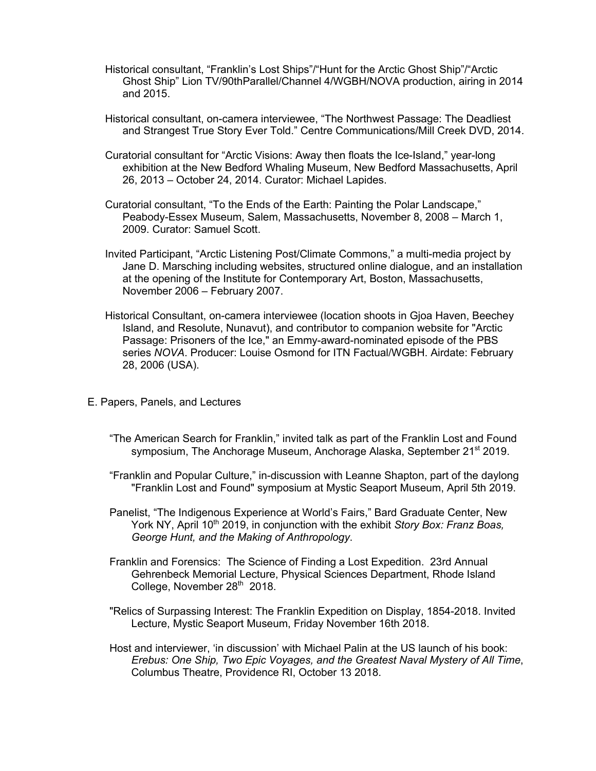Historical consultant, “Franklin’s Lost Ships”/“Hunt for the Arctic Ghost Ship”/“Arctic Ghost Ship” Lion TV/90thParallel/Channel 4/WGBH/NOVA production, airing in 2014 and 2015.

Historical consultant, on-camera interviewee, “The Northwest Passage: The Deadliest and Strangest True Story Ever Told.” Centre Communications/Mill Creek DVD, 2014.

Curatorial consultant for “Arctic Visions: Away then floats the Ice-Island,” year-long exhibition at the New Bedford Whaling Museum, New Bedford Massachusetts, April 26, 2013 – October 24, 2014. Curator: Michael Lapides.

Curatorial consultant, “To the Ends of the Earth: Painting the Polar Landscape,” Peabody-Essex Museum, Salem, Massachusetts, November 8, 2008 – March 1, 2009. Curator: Samuel Scott.

Invited Participant, “Arctic Listening Post/Climate Commons,” a multi-media project by Jane D. Marsching including websites, structured online dialogue, and an installation at the opening of the Institute for Contemporary Art, Boston, Massachusetts, November 2006 – February 2007.

Historical Consultant, on-camera interviewee (location shoots in Gjoa Haven, Beechey Island, and Resolute, Nunavut), and contributor to companion website for "Arctic Passage: Prisoners of the Ice," an Emmy-award-nominated episode of the PBS series *NOVA*. Producer: Louise Osmond for ITN Factual/WGBH. Airdate: February 28, 2006 (USA).

## E. Papers, Panels, and Lectures

“The American Search for Franklin,” invited talk as part of the Franklin Lost and Found symposium, The Anchorage Museum, Anchorage Alaska, September 21st 2019.

“Franklin and Popular Culture,” in-discussion with Leanne Shapton, part of the daylong "Franklin Lost and Found" symposium at Mystic Seaport Museum, April 5th 2019.

Panelist, “The Indigenous Experience at World’s Fairs,” Bard Graduate Center, New York NY, April 10th 2019, in conjunction with the exhibit *Story Box: Franz Boas, George Hunt, and the Making of Anthropology*.

Franklin and Forensics: The Science of Finding a Lost Expedition. 23rd Annual Gehrenbeck Memorial Lecture, Physical Sciences Department, Rhode Island College, November 28th 2018.

"Relics of Surpassing Interest: The Franklin Expedition on Display, 1854-2018. Invited Lecture, Mystic Seaport Museum, Friday November 16th 2018.

Host and interviewer, ‘in discussion’ with Michael Palin at the US launch of his book: *Erebus: One Ship, Two Epic Voyages, and the Greatest Naval Mystery of All Time*, Columbus Theatre, Providence RI, October 13 2018.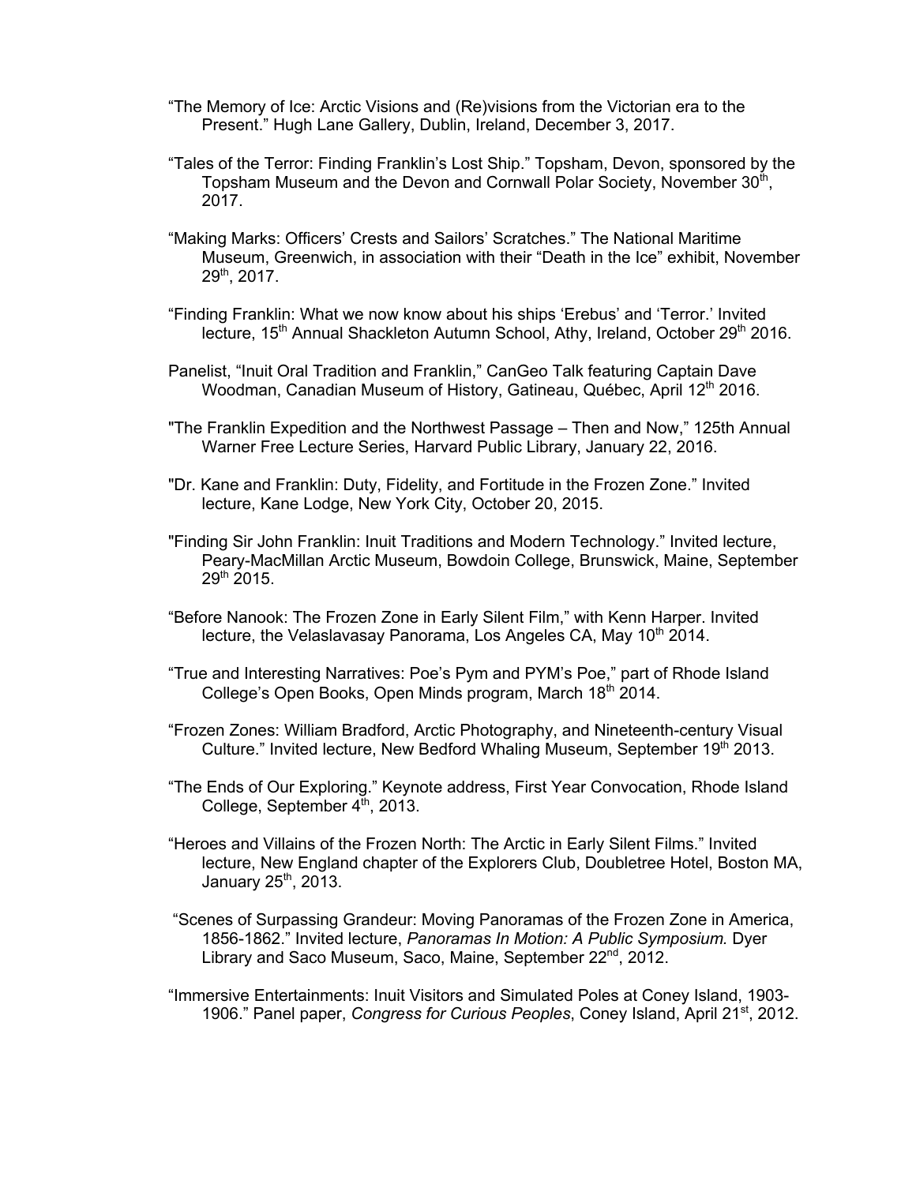"The Memory of Ice: Arctic Visions and (Re)visions from the Victorian era to the Present." Hugh Lane Gallery, Dublin, Ireland, December 3, 2017.

"Tales of the Terror: Finding Franklin's Lost Ship." Topsham, Devon, sponsored by the Topsham Museum and the Devon and Cornwall Polar Society, November 30th, 2017.

"Making Marks: Officers' Crests and Sailors' Scratches." The National Maritime Museum, Greenwich, in association with their "Death in the Ice" exhibit, November 29th, 2017.

"Finding Franklin: What we now know about his ships 'Erebus' and 'Terror.' Invited lecture, 15th Annual Shackleton Autumn School, Athy, Ireland, October 29th 2016.

Panelist, "Inuit Oral Tradition and Franklin," CanGeo Talk featuring Captain Dave Woodman, Canadian Museum of History, Gatineau, Québec, April 12th 2016.

"The Franklin Expedition and the Northwest Passage – Then and Now," 125th Annual Warner Free Lecture Series, Harvard Public Library, January 22, 2016.

"Dr. Kane and Franklin: Duty, Fidelity, and Fortitude in the Frozen Zone." Invited lecture, Kane Lodge, New York City, October 20, 2015.

"Finding Sir John Franklin: Inuit Traditions and Modern Technology." Invited lecture, Peary-MacMillan Arctic Museum, Bowdoin College, Brunswick, Maine, September 29th 2015.

"Before Nanook: The Frozen Zone in Early Silent Film," with Kenn Harper. Invited lecture, the Velaslavasay Panorama, Los Angeles CA, May 10th 2014.

"True and Interesting Narratives: Poe's Pym and PYM's Poe," part of Rhode Island College's Open Books, Open Minds program, March 18th 2014.

"Frozen Zones: William Bradford, Arctic Photography, and Nineteenth-century Visual Culture." Invited lecture, New Bedford Whaling Museum, September 19th 2013.

"The Ends of Our Exploring." Keynote address, First Year Convocation, Rhode Island College, September 4th, 2013.

"Heroes and Villains of the Frozen North: The Arctic in Early Silent Films." Invited lecture, New England chapter of the Explorers Club, Doubletree Hotel, Boston MA, January 25th, 2013.

"Scenes of Surpassing Grandeur: Moving Panoramas of the Frozen Zone in America, 1856-1862." Invited lecture, *Panoramas In Motion: A Public Symposium.* Dyer Library and Saco Museum, Saco, Maine, September 22nd, 2012.

"Immersive Entertainments: Inuit Visitors and Simulated Poles at Coney Island, 1903-1906." Panel paper, *Congress for Curious Peoples*, Coney Island, April 21st, 2012.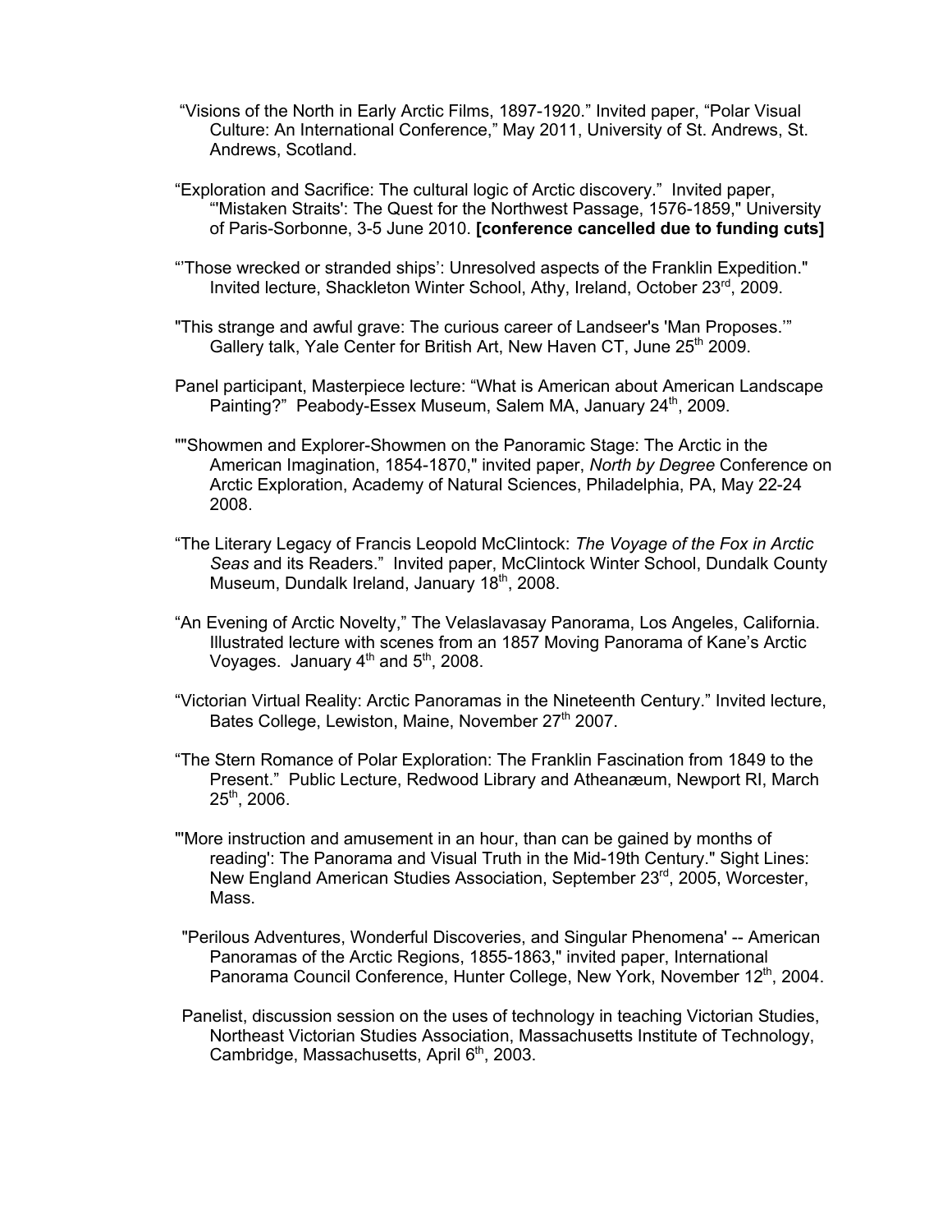"Visions of the North in Early Arctic Films, 1897-1920." Invited paper, "Polar Visual Culture: An International Conference," May 2011, University of St. Andrews, St. Andrews, Scotland.

"Exploration and Sacrifice: The cultural logic of Arctic discovery." Invited paper, "'Mistaken Straits': The Quest for the Northwest Passage, 1576-1859," University of Paris-Sorbonne, 3-5 June 2010. **[conference cancelled due to funding cuts]**

"'Those wrecked or stranded ships': Unresolved aspects of the Franklin Expedition." Invited lecture, Shackleton Winter School, Athy, Ireland, October 23rd, 2009.

"This strange and awful grave: The curious career of Landseer's 'Man Proposes.'" Gallery talk, Yale Center for British Art, New Haven CT, June 25th 2009.

Panel participant, Masterpiece lecture: "What is American about American Landscape Painting?" Peabody-Essex Museum, Salem MA, January 24th, 2009.

""Showmen and Explorer-Showmen on the Panoramic Stage: The Arctic in the American Imagination, 1854-1870," invited paper, *North by Degree* Conference on Arctic Exploration, Academy of Natural Sciences, Philadelphia, PA, May 22-24 2008.

"The Literary Legacy of Francis Leopold McClintock: *The Voyage of the Fox in Arctic Seas* and its Readers." Invited paper, McClintock Winter School, Dundalk County Museum, Dundalk Ireland, January 18th, 2008.

"An Evening of Arctic Novelty," The Velaslavasay Panorama, Los Angeles, California. Illustrated lecture with scenes from an 1857 Moving Panorama of Kane's Arctic Voyages. January 4th and 5th, 2008.

"Victorian Virtual Reality: Arctic Panoramas in the Nineteenth Century." Invited lecture, Bates College, Lewiston, Maine, November 27th 2007.

"The Stern Romance of Polar Exploration: The Franklin Fascination from 1849 to the Present." Public Lecture, Redwood Library and Atheanæum, Newport RI, March 25th, 2006.

"'More instruction and amusement in an hour, than can be gained by months of reading': The Panorama and Visual Truth in the Mid-19th Century." Sight Lines: New England American Studies Association, September 23rd, 2005, Worcester, Mass.

"Perilous Adventures, Wonderful Discoveries, and Singular Phenomena' -- American Panoramas of the Arctic Regions, 1855-1863," invited paper, International Panorama Council Conference, Hunter College, New York, November 12th, 2004.

Panelist, discussion session on the uses of technology in teaching Victorian Studies, Northeast Victorian Studies Association, Massachusetts Institute of Technology, Cambridge, Massachusetts, April 6th, 2003.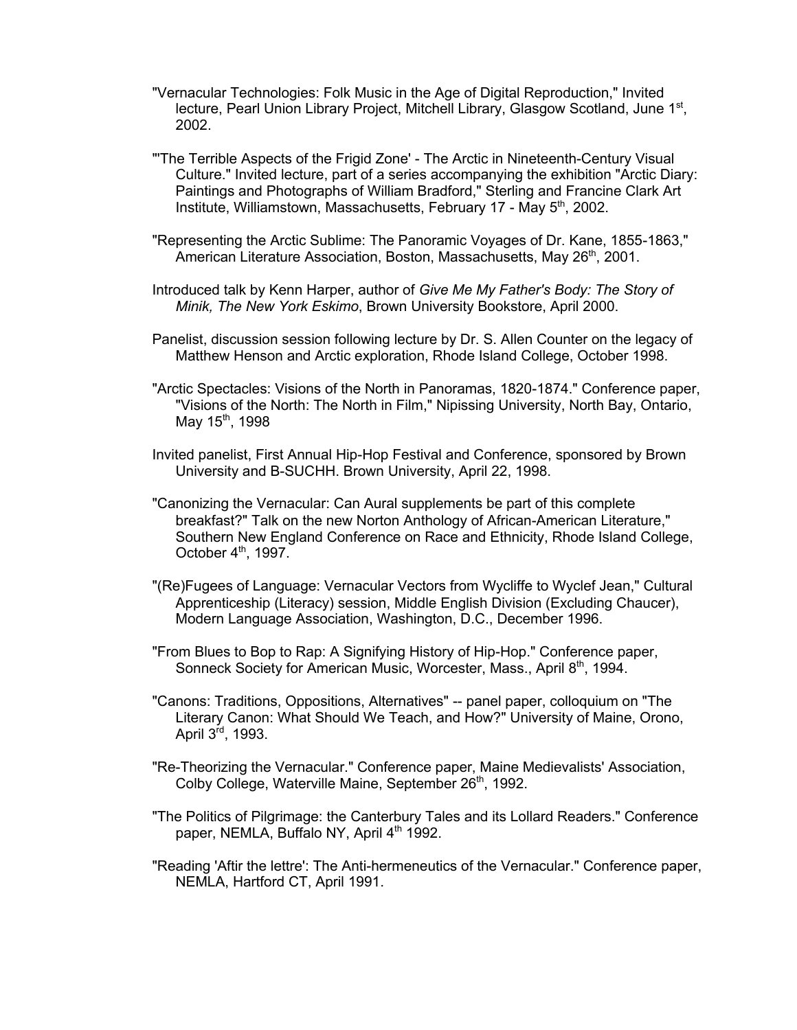"Vernacular Technologies: Folk Music in the Age of Digital Reproduction," Invited lecture, Pearl Union Library Project, Mitchell Library, Glasgow Scotland, June 1st, 2002.

"'The Terrible Aspects of the Frigid Zone' - The Arctic in Nineteenth-Century Visual Culture." Invited lecture, part of a series accompanying the exhibition "Arctic Diary: Paintings and Photographs of William Bradford," Sterling and Francine Clark Art Institute, Williamstown, Massachusetts, February 17 - May 5th, 2002.

"Representing the Arctic Sublime: The Panoramic Voyages of Dr. Kane, 1855-1863," American Literature Association, Boston, Massachusetts, May 26th, 2001.

Introduced talk by Kenn Harper, author of *Give Me My Father's Body: The Story of Minik, The New York Eskimo*, Brown University Bookstore, April 2000.

Panelist, discussion session following lecture by Dr. S. Allen Counter on the legacy of Matthew Henson and Arctic exploration, Rhode Island College, October 1998.

"Arctic Spectacles: Visions of the North in Panoramas, 1820-1874." Conference paper, "Visions of the North: The North in Film," Nipissing University, North Bay, Ontario, May 15th, 1998

Invited panelist, First Annual Hip-Hop Festival and Conference, sponsored by Brown University and B-SUCHH. Brown University, April 22, 1998.

"Canonizing the Vernacular: Can Aural supplements be part of this complete breakfast?" Talk on the new Norton Anthology of African-American Literature," Southern New England Conference on Race and Ethnicity, Rhode Island College, October 4th, 1997.

"(Re)Fugees of Language: Vernacular Vectors from Wycliffe to Wyclef Jean," Cultural Apprenticeship (Literacy) session, Middle English Division (Excluding Chaucer), Modern Language Association, Washington, D.C., December 1996.

"From Blues to Bop to Rap: A Signifying History of Hip-Hop." Conference paper, Sonneck Society for American Music, Worcester, Mass., April 8th, 1994.

"Canons: Traditions, Oppositions, Alternatives" -- panel paper, colloquium on "The Literary Canon: What Should We Teach, and How?" University of Maine, Orono, April 3rd, 1993.

"Re-Theorizing the Vernacular." Conference paper, Maine Medievalists' Association, Colby College, Waterville Maine, September 26th, 1992.

"The Politics of Pilgrimage: the Canterbury Tales and its Lollard Readers." Conference paper, NEMLA, Buffalo NY, April 4th 1992.

"Reading 'Aftir the lettre': The Anti-hermeneutics of the Vernacular." Conference paper, NEMLA, Hartford CT, April 1991.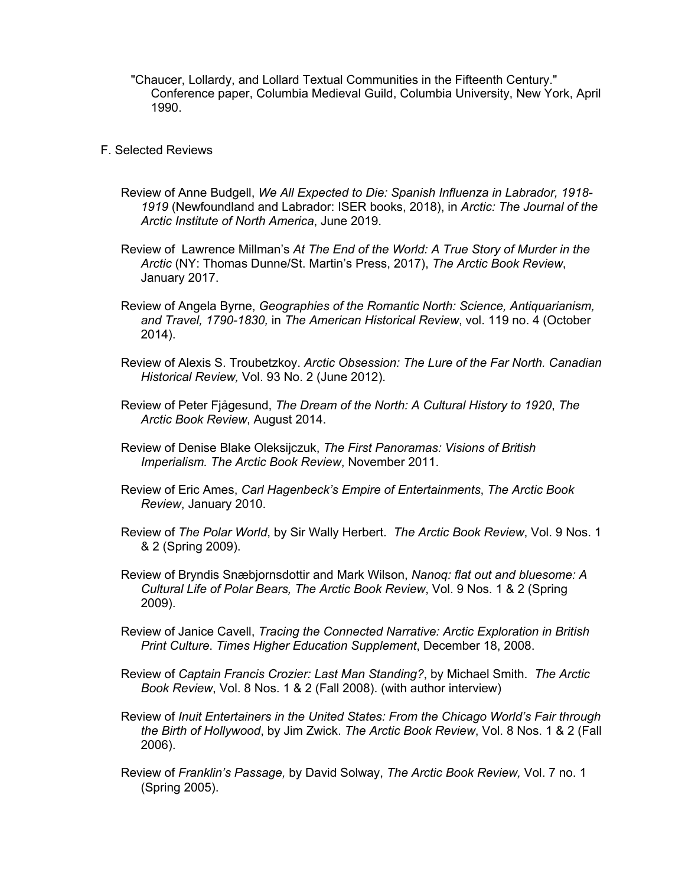"Chaucer, Lollardy, and Lollard Textual Communities in the Fifteenth Century." Conference paper, Columbia Medieval Guild, Columbia University, New York, April 1990.

F. Selected Reviews

Review of Anne Budgell, *We All Expected to Die: Spanish Influenza in Labrador, 1918-1919* (Newfoundland and Labrador: ISER books, 2018), in *Arctic: The Journal of the Arctic Institute of North America*, June 2019.

Review of Lawrence Millman's *At The End of the World: A True Story of Murder in the Arctic* (NY: Thomas Dunne/St. Martin's Press, 2017), *The Arctic Book Review*, January 2017.

Review of Angela Byrne, *Geographies of the Romantic North: Science, Antiquarianism, and Travel, 1790-1830,* in *The American Historical Review*, vol. 119 no. 4 (October 2014).

Review of Alexis S. Troubetzkoy. *Arctic Obsession: The Lure of the Far North. Canadian Historical Review,* Vol. 93 No. 2 (June 2012).

Review of Peter Fjågesund, *The Dream of the North: A Cultural History to 1920*, *The Arctic Book Review*, August 2014.

Review of Denise Blake Oleksijczuk, *The First Panoramas: Visions of British Imperialism. The Arctic Book Review*, November 2011.

Review of Eric Ames, *Carl Hagenbeck's Empire of Entertainments*, *The Arctic Book Review*, January 2010.

Review of *The Polar World*, by Sir Wally Herbert. *The Arctic Book Review*, Vol. 9 Nos. 1 & 2 (Spring 2009).

Review of Bryndis Snæbjornsdottir and Mark Wilson, *Nanoq: flat out and bluesome: A Cultural Life of Polar Bears, The Arctic Book Review*, Vol. 9 Nos. 1 & 2 (Spring 2009).

Review of Janice Cavell, *Tracing the Connected Narrative: Arctic Exploration in British Print Culture*. *Times Higher Education Supplement*, December 18, 2008.

Review of *Captain Francis Crozier: Last Man Standing?*, by Michael Smith. *The Arctic Book Review*, Vol. 8 Nos. 1 & 2 (Fall 2008). (with author interview)

Review of *Inuit Entertainers in the United States: From the Chicago World's Fair through the Birth of Hollywood*, by Jim Zwick. *The Arctic Book Review*, Vol. 8 Nos. 1 & 2 (Fall 2006).

Review of *Franklin's Passage,* by David Solway, *The Arctic Book Review,* Vol. 7 no. 1 (Spring 2005).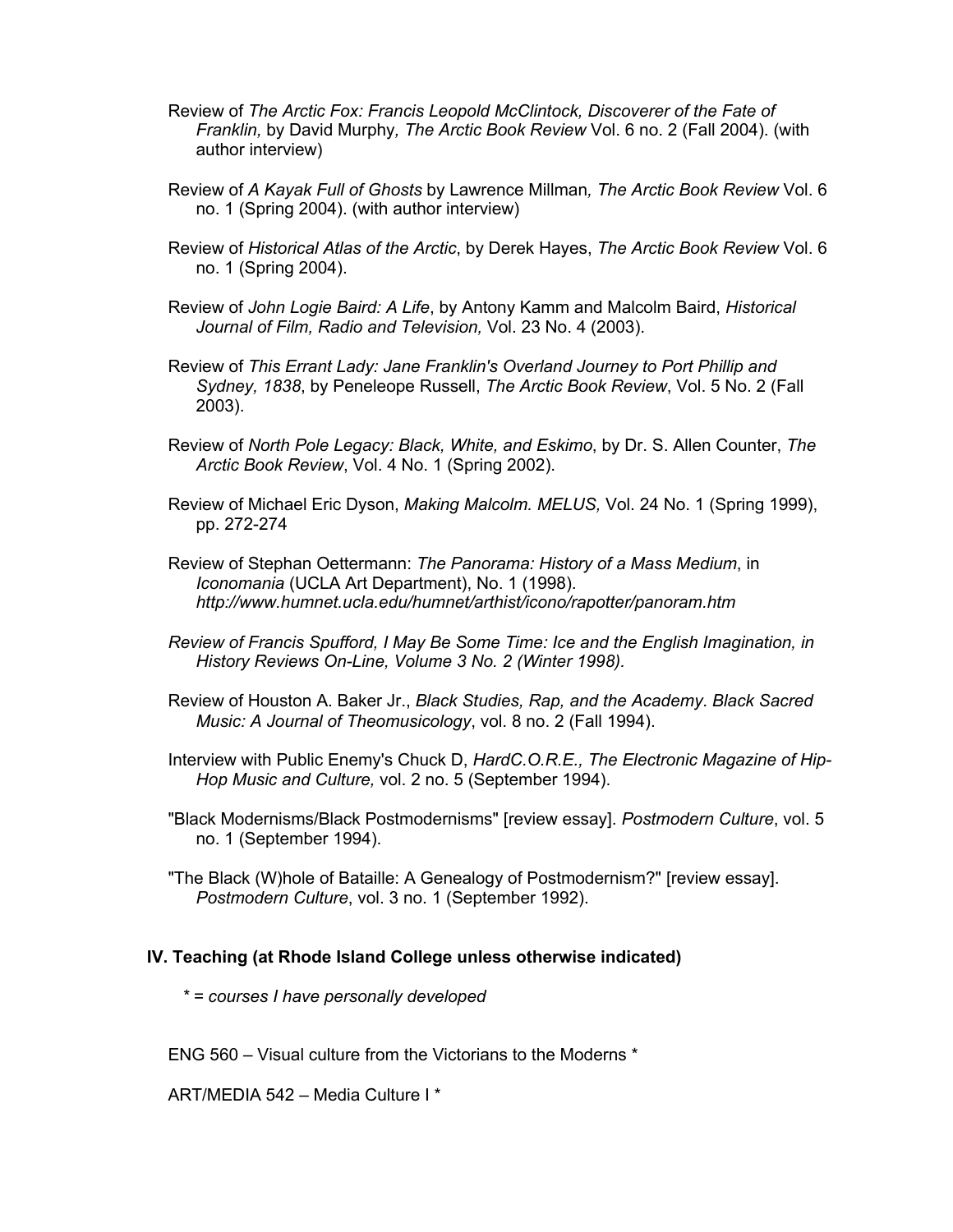Review of *The Arctic Fox: Francis Leopold McClintock, Discoverer of the Fate of Franklin,* by David Murphy*, The Arctic Book Review* Vol. 6 no. 2 (Fall 2004). (with author interview)

Review of *A Kayak Full of Ghosts* by Lawrence Millman*, The Arctic Book Review* Vol. 6 no. 1 (Spring 2004). (with author interview)

Review of *Historical Atlas of the Arctic*, by Derek Hayes, *The Arctic Book Review* Vol. 6 no. 1 (Spring 2004).

Review of *John Logie Baird: A Life*, by Antony Kamm and Malcolm Baird, *Historical Journal of Film, Radio and Television,* Vol. 23 No. 4 (2003).

Review of *This Errant Lady: Jane Franklin's Overland Journey to Port Phillip and Sydney, 1838*, by Peneleope Russell, *The Arctic Book Review*, Vol. 5 No. 2 (Fall 2003).

Review of *North Pole Legacy: Black, White, and Eskimo*, by Dr. S. Allen Counter, *The Arctic Book Review*, Vol. 4 No. 1 (Spring 2002).

Review of Michael Eric Dyson, *Making Malcolm. MELUS,* Vol. 24 No. 1 (Spring 1999), pp. 272-274

Review of Stephan Oettermann: *The Panorama: History of a Mass Medium*, in *Iconomania* (UCLA Art Department), No. 1 (1998). *http://www.humnet.ucla.edu/humnet/arthist/icono/rapotter/panoram.htm*

*Review of Francis Spufford, I May Be Some Time: Ice and the English Imagination, in History Reviews On-Line, Volume 3 No. 2 (Winter 1998).*

Review of Houston A. Baker Jr., *Black Studies, Rap, and the Academy*. *Black Sacred Music: A Journal of Theomusicology*, vol. 8 no. 2 (Fall 1994).

Interview with Public Enemy's Chuck D, *HardC.O.R.E., The Electronic Magazine of Hip-Hop Music and Culture,* vol. 2 no. 5 (September 1994).

"Black Modernisms/Black Postmodernisms" [review essay]. *Postmodern Culture*, vol. 5 no. 1 (September 1994).

"The Black (W)hole of Bataille: A Genealogy of Postmodernism?" [review essay]. *Postmodern Culture*, vol. 3 no. 1 (September 1992).

## IV. Teaching (at Rhode Island College unless otherwise indicated)

*\* = courses I have personally developed*

ENG 560 – Visual culture from the Victorians to the Moderns *

ART/MEDIA 542 – Media Culture I *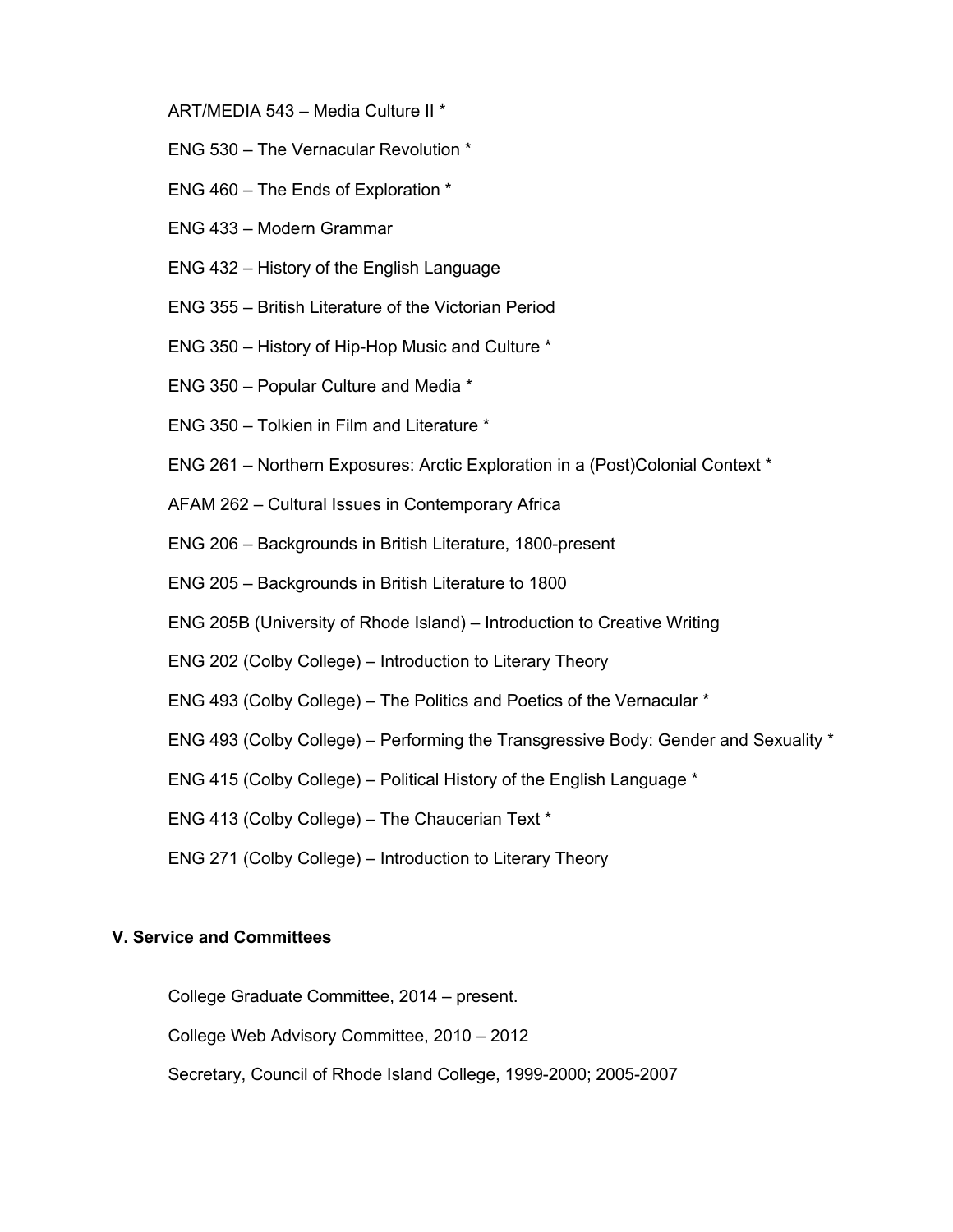ART/MEDIA 543 – Media Culture II *

ENG 530 – The Vernacular Revolution *

ENG 460 – The Ends of Exploration *

ENG 433 – Modern Grammar

ENG 432 – History of the English Language

ENG 355 – British Literature of the Victorian Period

ENG 350 – History of Hip-Hop Music and Culture *

ENG 350 – Popular Culture and Media *

ENG 350 – Tolkien in Film and Literature *

ENG 261 – Northern Exposures: Arctic Exploration in a (Post)Colonial Context *

AFAM 262 – Cultural Issues in Contemporary Africa

ENG 206 – Backgrounds in British Literature, 1800-present

ENG 205 – Backgrounds in British Literature to 1800

ENG 205B (University of Rhode Island) – Introduction to Creative Writing

ENG 202 (Colby College) – Introduction to Literary Theory

ENG 493 (Colby College) – The Politics and Poetics of the Vernacular *

ENG 493 (Colby College) – Performing the Transgressive Body: Gender and Sexuality *

ENG 415 (Colby College) – Political History of the English Language *

ENG 413 (Colby College) – The Chaucerian Text *

ENG 271 (Colby College) – Introduction to Literary Theory

### V. Service and Committees

College Graduate Committee, 2014 – present.

College Web Advisory Committee, 2010 – 2012

Secretary, Council of Rhode Island College, 1999-2000; 2005-2007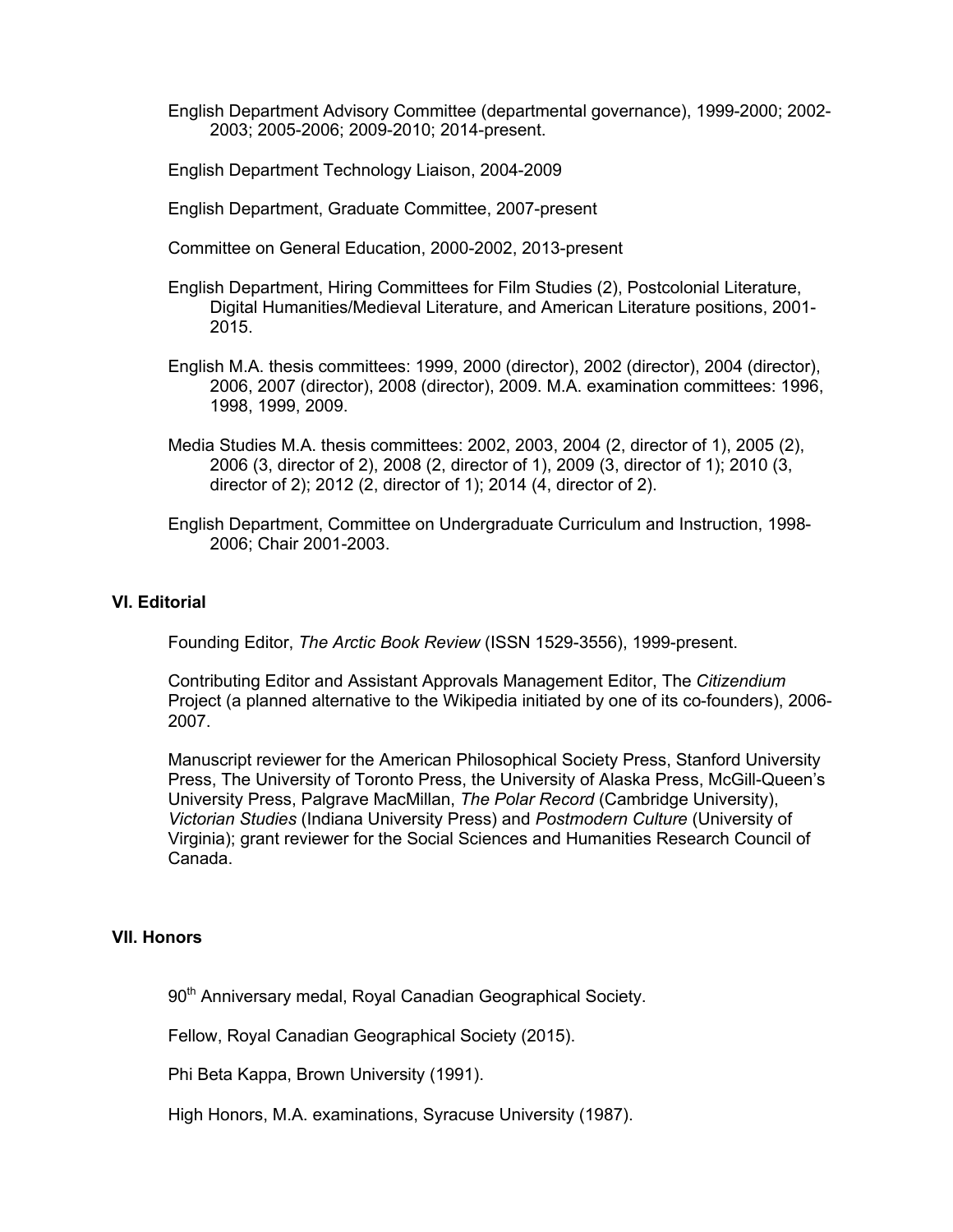English Department Advisory Committee (departmental governance), 1999-2000; 2002-2003; 2005-2006; 2009-2010; 2014-present.

English Department Technology Liaison, 2004-2009

English Department, Graduate Committee, 2007-present

Committee on General Education, 2000-2002, 2013-present

English Department, Hiring Committees for Film Studies (2), Postcolonial Literature, Digital Humanities/Medieval Literature, and American Literature positions, 2001-2015.

English M.A. thesis committees: 1999, 2000 (director), 2002 (director), 2004 (director), 2006, 2007 (director), 2008 (director), 2009. M.A. examination committees: 1996, 1998, 1999, 2009.

Media Studies M.A. thesis committees: 2002, 2003, 2004 (2, director of 1), 2005 (2), 2006 (3, director of 2), 2008 (2, director of 1), 2009 (3, director of 1); 2010 (3, director of 2); 2012 (2, director of 1); 2014 (4, director of 2).

English Department, Committee on Undergraduate Curriculum and Instruction, 1998-2006; Chair 2001-2003.

### VI. Editorial

Founding Editor, *The Arctic Book Review* (ISSN 1529-3556), 1999-present.

Contributing Editor and Assistant Approvals Management Editor, The *Citizendium* Project (a planned alternative to the Wikipedia initiated by one of its co-founders), 2006-2007.

Manuscript reviewer for the American Philosophical Society Press, Stanford University Press, The University of Toronto Press, the University of Alaska Press, McGill-Queen's University Press, Palgrave MacMillan, *The Polar Record* (Cambridge University), *Victorian Studies* (Indiana University Press) and *Postmodern Culture* (University of Virginia); grant reviewer for the Social Sciences and Humanities Research Council of Canada.

### VII. Honors

90th Anniversary medal, Royal Canadian Geographical Society.

Fellow, Royal Canadian Geographical Society (2015).

Phi Beta Kappa, Brown University (1991).

High Honors, M.A. examinations, Syracuse University (1987).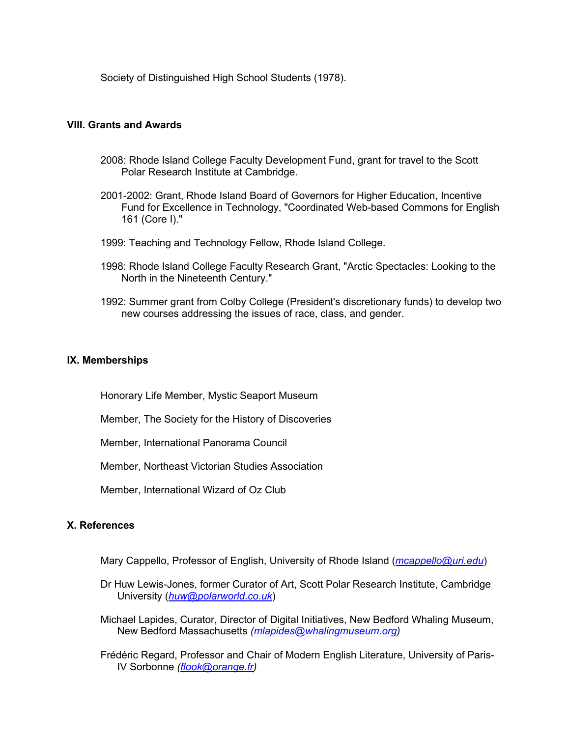Society of Distinguished High School Students (1978).

## VIII. Grants and Awards

2008: Rhode Island College Faculty Development Fund, grant for travel to the Scott Polar Research Institute at Cambridge.

2001-2002: Grant, Rhode Island Board of Governors for Higher Education, Incentive Fund for Excellence in Technology, "Coordinated Web-based Commons for English 161 (Core I)."

1999: Teaching and Technology Fellow, Rhode Island College.

1998: Rhode Island College Faculty Research Grant, "Arctic Spectacles: Looking to the North in the Nineteenth Century."

1992: Summer grant from Colby College (President's discretionary funds) to develop two new courses addressing the issues of race, class, and gender.

## IX. Memberships

Honorary Life Member, Mystic Seaport Museum

Member, The Society for the History of Discoveries

Member, International Panorama Council

Member, Northeast Victorian Studies Association

Member, International Wizard of Oz Club

## X. References

Mary Cappello, Professor of English, University of Rhode Island (*mcappello@uri.edu*)

Dr Huw Lewis-Jones, former Curator of Art, Scott Polar Research Institute, Cambridge University (*huw@polarworld.co.uk*)

Michael Lapides, Curator, Director of Digital Initiatives, New Bedford Whaling Museum, New Bedford Massachusetts *(mlapides@whalingmuseum.org)*

Frédéric Regard, Professor and Chair of Modern English Literature, University of Paris-IV Sorbonne *(flook@orange.fr)*